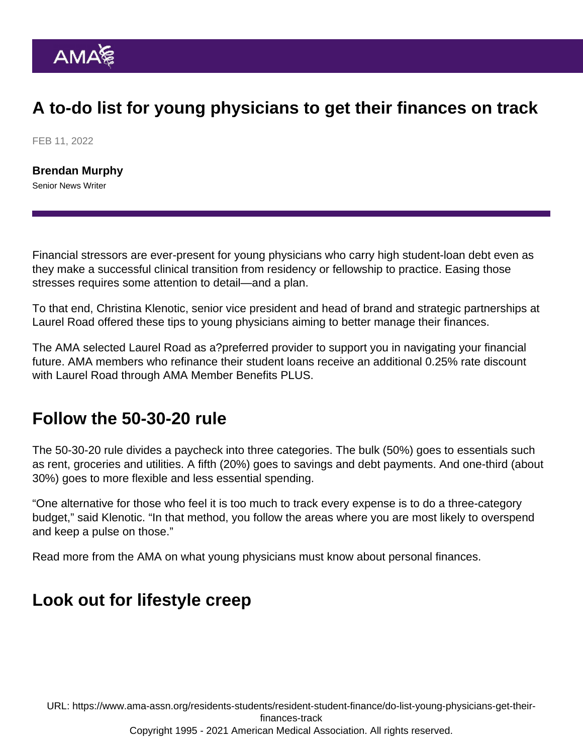# A to-do list for young physicians to get their finances on track

FEB 11, 2022

**Brendan Murphy**
Senior News Writer

Financial stressors are ever-present for young physicians who carry high student-loan debt even as they make a successful clinical transition from residency or fellowship to practice. Easing those stresses requires some attention to detail—and a plan.

To that end, Christina Klenotic, senior vice president and head of brand and strategic partnerships at Laurel Road offered these tips to young physicians aiming to better manage their finances.

The AMA selected Laurel Road as a?preferred provider to support you in navigating your financial future. AMA members who refinance their student loans receive an additional 0.25% rate discount with Laurel Road through AMA Member Benefits PLUS.

## Follow the 50-30-20 rule

The 50-30-20 rule divides a paycheck into three categories. The bulk (50%) goes to essentials such as rent, groceries and utilities. A fifth (20%) goes to savings and debt payments. And one-third (about 30%) goes to more flexible and less essential spending.

“One alternative for those who feel it is too much to track every expense is to do a three-category budget,” said Klenotic. “In that method, you follow the areas where you are most likely to overspend and keep a pulse on those.”

Read more from the AMA on what young physicians must know about personal finances.

## Look out for lifestyle creep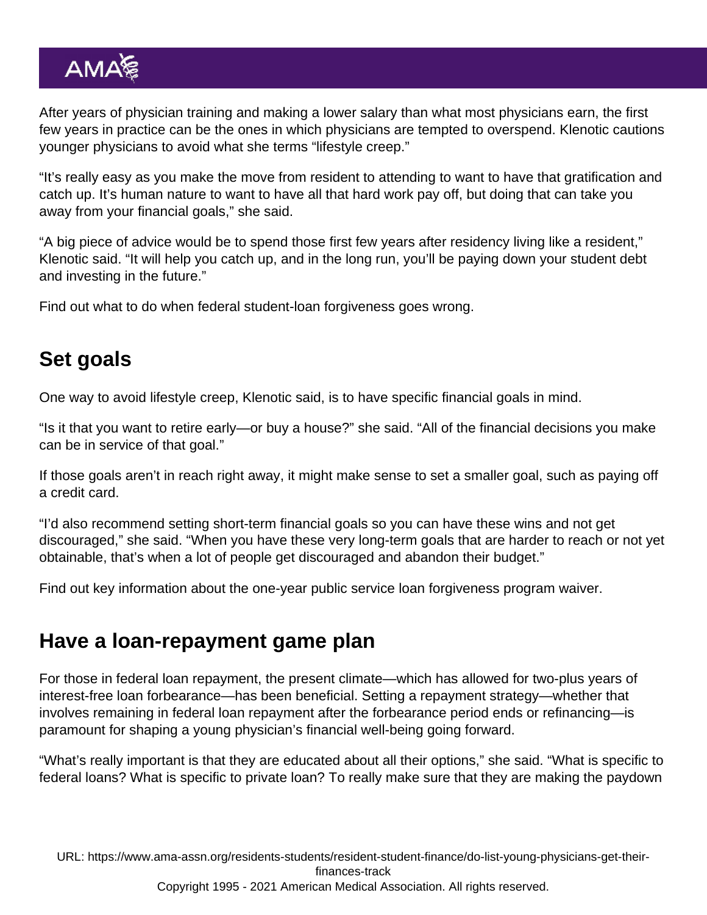After years of physician training and making a lower salary than what most physicians earn, the first few years in practice can be the ones in which physicians are tempted to overspend. Klenotic cautions younger physicians to avoid what she terms "lifestyle creep."

"It's really easy as you make the move from resident to attending to want to have that gratification and catch up. It's human nature to want to have all that hard work pay off, but doing that can take you away from your financial goals," she said.

"A big piece of advice would be to spend those first few years after residency living like a resident," Klenotic said. "It will help you catch up, and in the long run, you'll be paying down your student debt and investing in the future."

Find out what to do when federal student-loan forgiveness goes wrong.

## Set goals

One way to avoid lifestyle creep, Klenotic said, is to have specific financial goals in mind.

"Is it that you want to retire early—or buy a house?" she said. "All of the financial decisions you make can be in service of that goal."

If those goals aren't in reach right away, it might make sense to set a smaller goal, such as paying off a credit card.

"I'd also recommend setting short-term financial goals so you can have these wins and not get discouraged," she said. "When you have these very long-term goals that are harder to reach or not yet obtainable, that's when a lot of people get discouraged and abandon their budget."

Find out key information about the one-year public service loan forgiveness program waiver.

## Have a loan-repayment game plan

For those in federal loan repayment, the present climate—which has allowed for two-plus years of interest-free loan forbearance—has been beneficial. Setting a repayment strategy—whether that involves remaining in federal loan repayment after the forbearance period ends or refinancing—is paramount for shaping a young physician's financial well-being going forward.

"What's really important is that they are educated about all their options," she said. "What is specific to federal loans? What is specific to private loan? To really make sure that they are making the paydown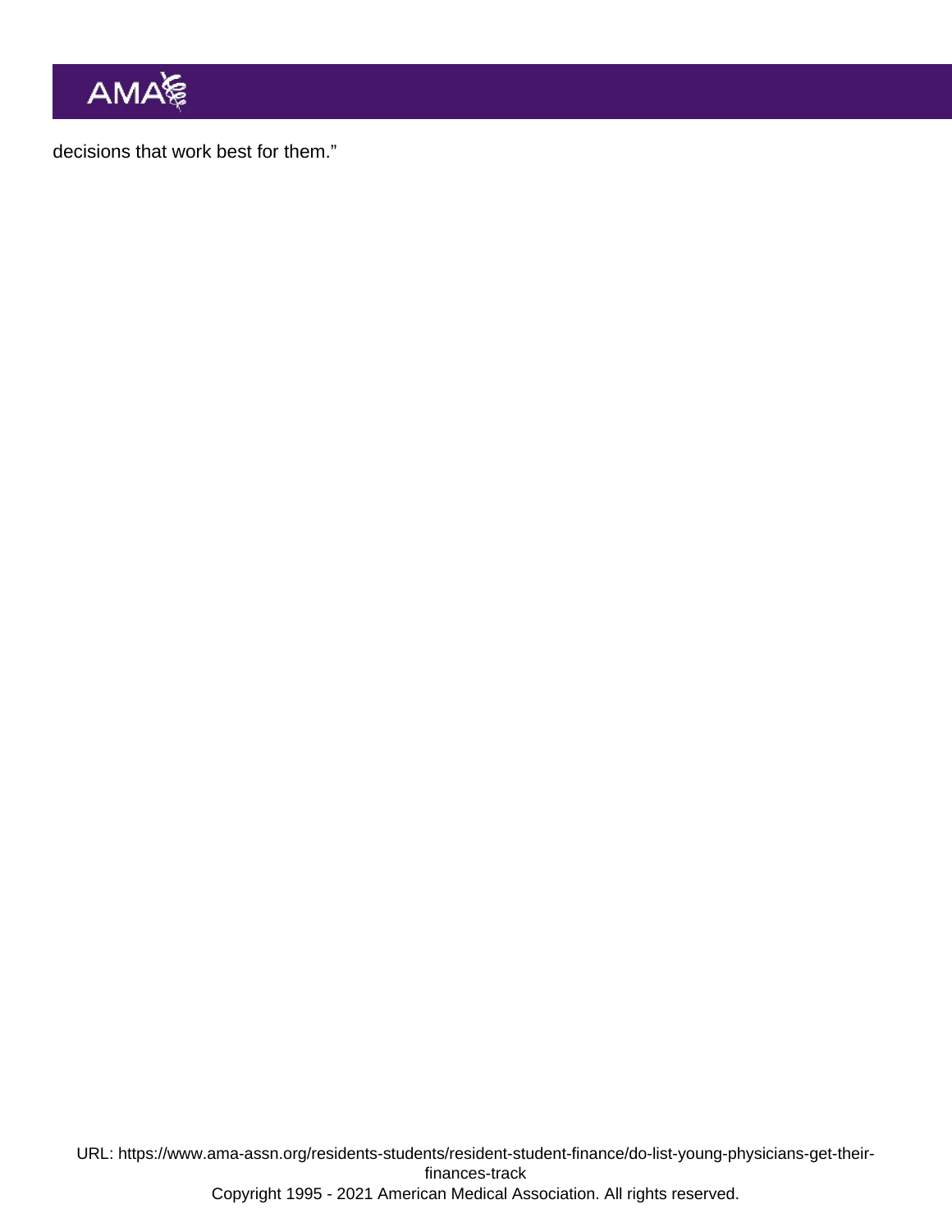decisions that work best for them."